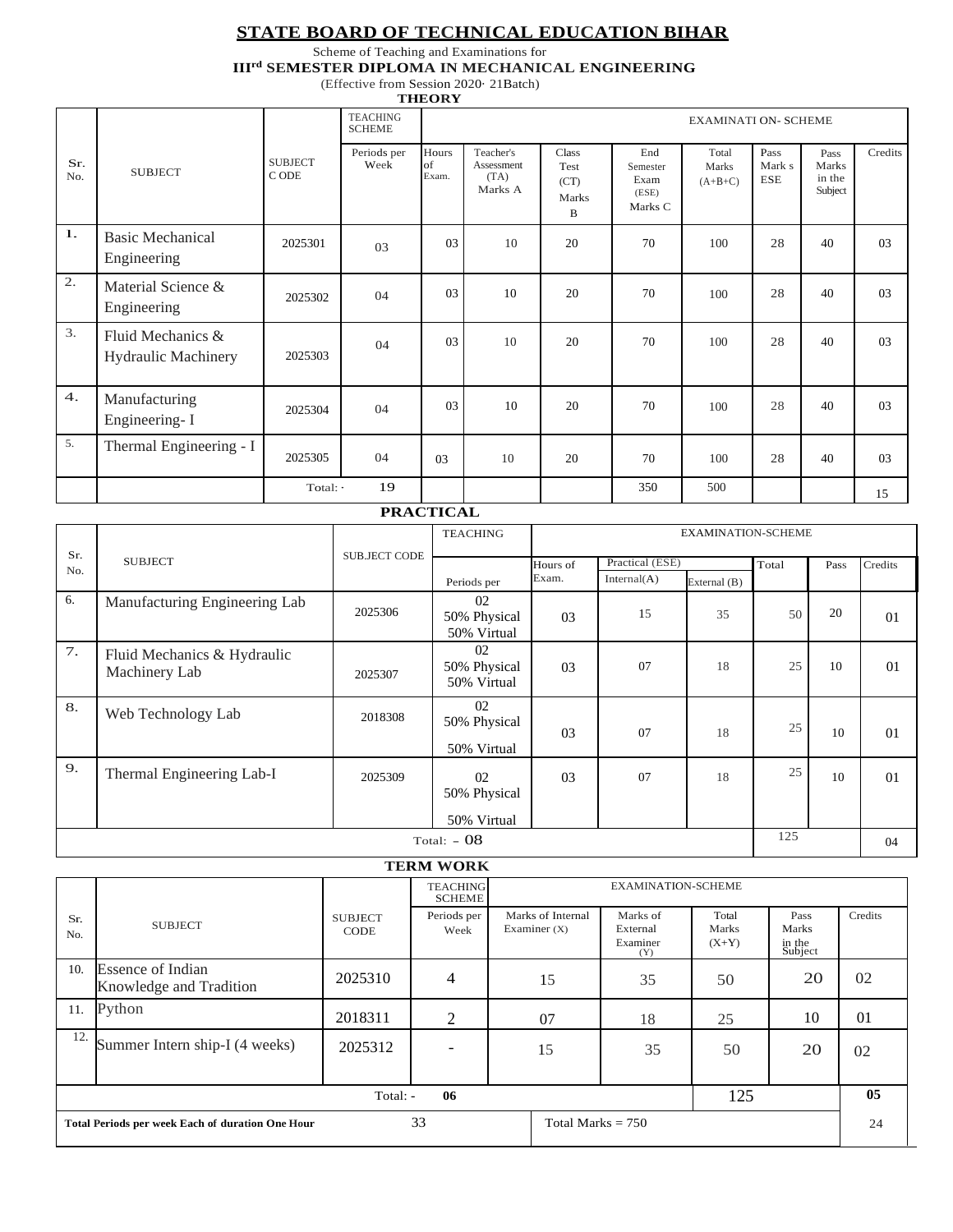# STATE BOARD OF TECHNICAL EDUCATION BIHAR

Scheme of Teaching and Examinations for

**III[rd] SEMESTER DIPLOMA IN MECHANICAL ENGINEERING**

(Effective from Session 2020· 21Batch)

**THEORY**

| Sr. No. | SUBJECT | SUBJECT C ODE | TEACHING SCHEME | EXAMINATI ON- SCHEME | | | | | | | | |
|---|---|---|---|---|---|---|---|---|---|---|---|---|
| | | | Periods per Week | Hours of Exam. | Teacher's Assessment (TA) Marks A | Class Test (CT) Marks B | End Semester Exam (ESE) Marks C | Total Marks (A+B+C) | Pass Mark s ESE | Pass Marks in the Subject | Credits |
| 1. | Basic Mechanical Engineering | 2025301 | 03 | 03 | 10 | 20 | 70 | 100 | 28 | 40 | 03 |
| 2. | Material Science & Engineering | 2025302 | 04 | 03 | 10 | 20 | 70 | 100 | 28 | 40 | 03 |
| 3. | Fluid Mechanics & Hydraulic Machinery | 2025303 | 04 | 03 | 10 | 20 | 70 | 100 | 28 | 40 | 03 |
| 4. | Manufacturing Engineering- I | 2025304 | 04 | 03 | 10 | 20 | 70 | 100 | 28 | 40 | 03 |
| 5. | Thermal Engineering - I | 2025305 | 04 | 03 | 10 | 20 | 70 | 100 | 28 | 40 | 03 |
| | | Total: · | 19 | | | | 350 | 500 | | | 15 |

**PRACTICAL**

| Sr. No. | SUBJECT | SUB.JECT CODE | TEACHING | EXAMINATION-SCHEME | | | | | |
|---|---|---|---|---|---|---|---|---|---|
| | | | Periods per | Hours of Exam. | Practical (ESE) Internal(A) | External (B) | Total | Pass | Credits |
| 6. | Manufacturing Engineering Lab | 2025306 | 02 50% Physical 50% Virtual | 03 | 15 | 35 | 50 | 20 | 01 |
| 7. | Fluid Mechanics & Hydraulic Machinery Lab | 2025307 | 02 50% Physical 50% Virtual | 03 | 07 | 18 | 25 | 10 | 01 |
| 8. | Web Technology Lab | 2018308 | 02 50% Physical 50% Virtual | 03 | 07 | 18 | 25 | 10 | 01 |
| 9. | Thermal Engineering Lab-I | 2025309 | 02 50% Physical 50% Virtual | 03 | 07 | 18 | 25 | 10 | 01 |
| | | | Total: – 08 | | | | 125 | | 04 |

**TERM WORK**

| Sr. No. | SUBJECT | SUBJECT CODE | TEACHING SCHEME | EXAMINATION-SCHEME | | | | |
|---|---|---|---|---|---|---|---|---|
| | | | Periods per Week | Marks of Internal Examiner (X) | Marks of External Examiner (Y) | Total Marks (X+Y) | Pass Marks in the Subject | Credits |
| 10. | Essence of Indian Knowledge and Tradition | 2025310 | 4 | 15 | 35 | 50 | 20 | 02 |
| 11. | Python | 2018311 | 2 | 07 | 18 | 25 | 10 | 01 |
| 12. | Summer Intern ship-I (4 weeks) | 2025312 | - | 15 | 35 | 50 | 20 | 02 |
| | | Total: - | 06 | | | 125 | | 05 |
| | **Total Periods per week Each of duration One Hour** | | 33 | Total Marks = 750 | | | | 24 |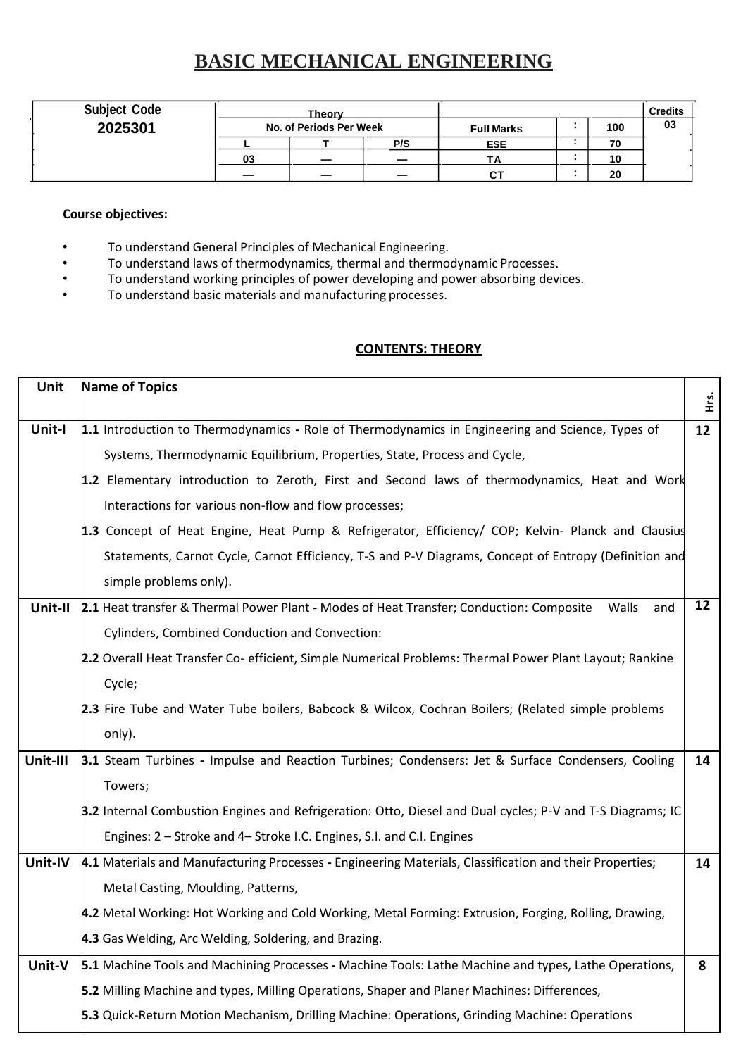# BASIC MECHANICAL ENGINEERING

| Subject Code | Theory | | | | | | Credits |
|---|---|---|---|---|---|---|---|
| 2025301 | No. of Periods Per Week | | | Full Marks | : | 100 | 03 |
| | L | T | P/S | ESE | : | 70 | |
| | 03 | — | — | TA | : | 10 | |
| | — | — | — | CT | : | 20 | |

**Course objectives:**

- To understand General Principles of Mechanical Engineering.
- To understand laws of thermodynamics, thermal and thermodynamic Processes.
- To understand working principles of power developing and power absorbing devices.
- To understand basic materials and manufacturing processes.

**CONTENTS: THEORY**

| Unit | Name of Topics | Hrs. |
|---|---|---|
| Unit-I | **1.1** Introduction to Thermodynamics - Role of Thermodynamics in Engineering and Science, Types of Systems, Thermodynamic Equilibrium, Properties, State, Process and Cycle,<br>**1.2** Elementary introduction to Zeroth, First and Second laws of thermodynamics, Heat and Work Interactions for various non-flow and flow processes;<br>**1.3** Concept of Heat Engine, Heat Pump & Refrigerator, Efficiency/ COP; Kelvin- Planck and Clausius Statements, Carnot Cycle, Carnot Efficiency, T-S and P-V Diagrams, Concept of Entropy (Definition and simple problems only). | 12 |
| Unit-II | **2.1** Heat transfer & Thermal Power Plant - Modes of Heat Transfer; Conduction: Composite Walls and Cylinders, Combined Conduction and Convection:<br>**2.2** Overall Heat Transfer Co- efficient, Simple Numerical Problems: Thermal Power Plant Layout; Rankine Cycle;<br>**2.3** Fire Tube and Water Tube boilers, Babcock & Wilcox, Cochran Boilers; (Related simple problems only). | 12 |
| Unit-III | **3.1** Steam Turbines - Impulse and Reaction Turbines; Condensers: Jet & Surface Condensers, Cooling Towers;<br>**3.2** Internal Combustion Engines and Refrigeration: Otto, Diesel and Dual cycles; P-V and T-S Diagrams; IC Engines: 2 – Stroke and 4– Stroke I.C. Engines, S.I. and C.I. Engines | 14 |
| Unit-IV | **4.1** Materials and Manufacturing Processes - Engineering Materials, Classification and their Properties; Metal Casting, Moulding, Patterns,<br>**4.2** Metal Working: Hot Working and Cold Working, Metal Forming: Extrusion, Forging, Rolling, Drawing,<br>**4.3** Gas Welding, Arc Welding, Soldering, and Brazing. | 14 |
| Unit-V | **5.1** Machine Tools and Machining Processes - Machine Tools: Lathe Machine and types, Lathe Operations,<br>**5.2** Milling Machine and types, Milling Operations, Shaper and Planer Machines: Differences,<br>**5.3** Quick-Return Motion Mechanism, Drilling Machine: Operations, Grinding Machine: Operations | 8 |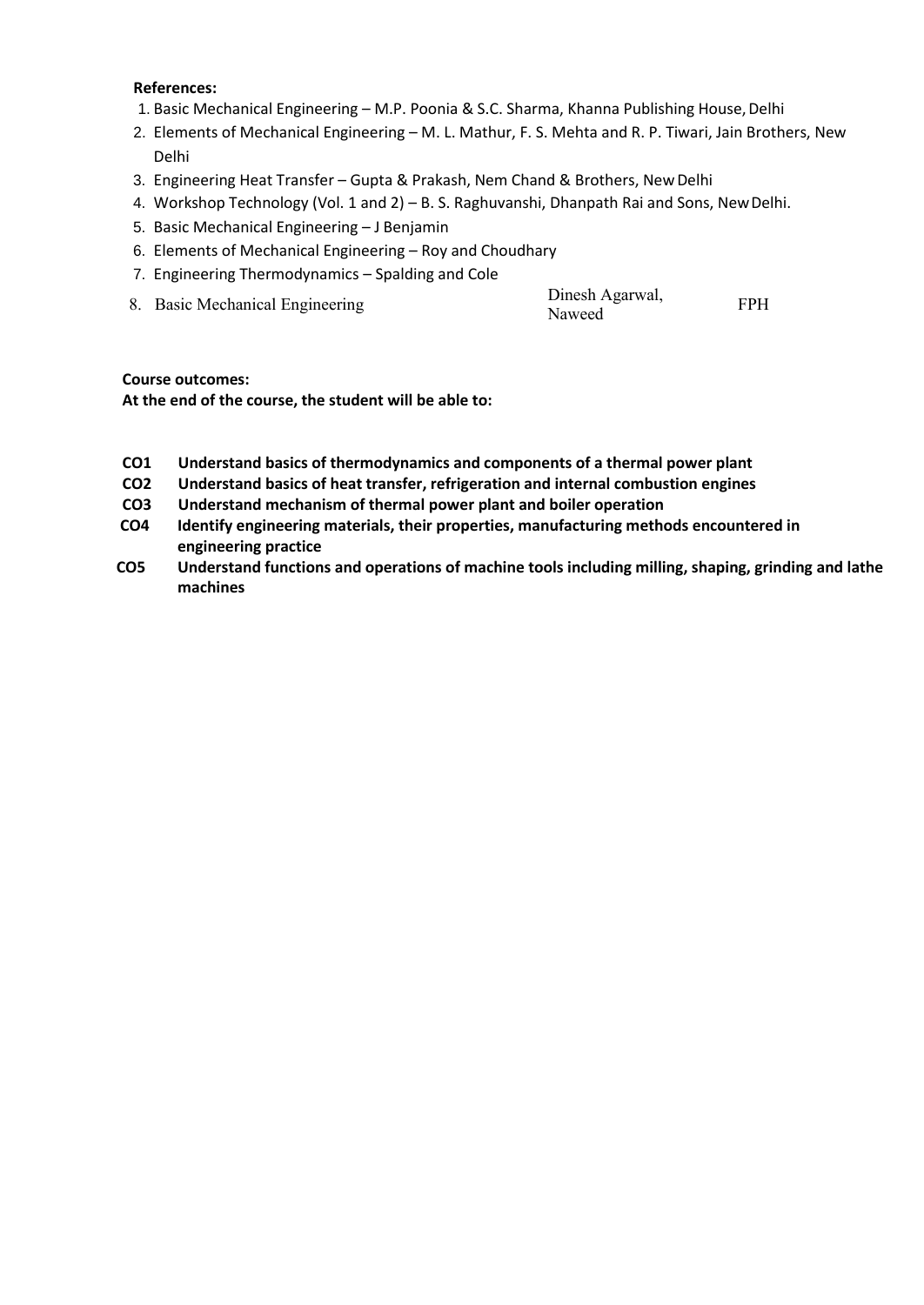**References:**

1. Basic Mechanical Engineering – M.P. Poonia & S.C. Sharma, Khanna Publishing House, Delhi
2. Elements of Mechanical Engineering – M. L. Mathur, F. S. Mehta and R. P. Tiwari, Jain Brothers, New Delhi
3. Engineering Heat Transfer – Gupta & Prakash, Nem Chand & Brothers, New Delhi
4. Workshop Technology (Vol. 1 and 2) – B. S. Raghuvanshi, Dhanpath Rai and Sons, New Delhi.
5. Basic Mechanical Engineering – J Benjamin
6. Elements of Mechanical Engineering – Roy and Choudhary
7. Engineering Thermodynamics – Spalding and Cole
8. Basic Mechanical Engineering   Dinesh Agarwal, Naweed   FPH

**Course outcomes:**
**At the end of the course, the student will be able to:**

| | |
|---|---|
| **CO1** | **Understand basics of thermodynamics and components of a thermal power plant** |
| **CO2** | **Understand basics of heat transfer, refrigeration and internal combustion engines** |
| **CO3** | **Understand mechanism of thermal power plant and boiler operation** |
| **CO4** | **Identify engineering materials, their properties, manufacturing methods encountered in engineering practice** |
| **CO5** | **Understand functions and operations of machine tools including milling, shaping, grinding and lathe machines** |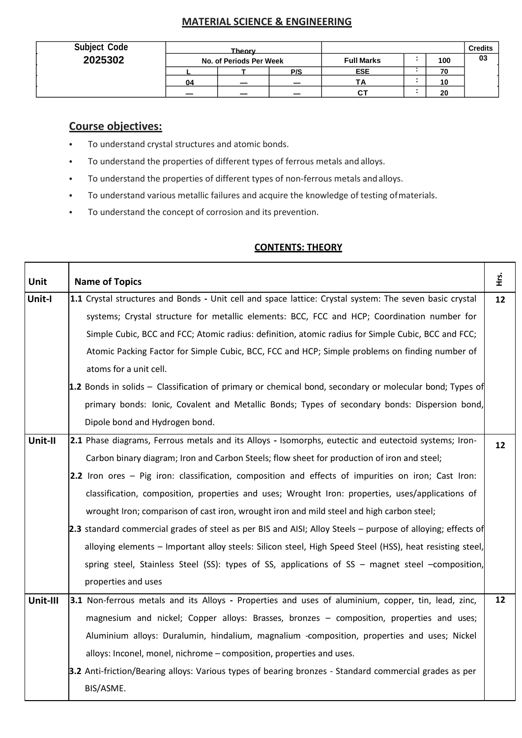## MATERIAL SCIENCE & ENGINEERING

| Subject Code | Theory | | | | | | Credits |
|---|---|---|---|---|---|---|---|
| **2025302** | No. of Periods Per Week | | | Full Marks | : | 100 | 03 |
| | L | T | P/S | ESE | : | 70 | |
| | 04 | — | — | TA | : | 10 | |
| | — | — | — | CT | : | 20 | |

## Course objectives:

- To understand crystal structures and atomic bonds.
- To understand the properties of different types of ferrous metals and alloys.
- To understand the properties of different types of non-ferrous metals and alloys.
- To understand various metallic failures and acquire the knowledge of testing of materials.
- To understand the concept of corrosion and its prevention.

### CONTENTS: THEORY

| Unit | Name of Topics | Hrs. |
|---|---|---|
| **Unit-I** | **1.1** Crystal structures and Bonds - Unit cell and space lattice: Crystal system: The seven basic crystal systems; Crystal structure for metallic elements: BCC, FCC and HCP; Coordination number for Simple Cubic, BCC and FCC; Atomic radius: definition, atomic radius for Simple Cubic, BCC and FCC; Atomic Packing Factor for Simple Cubic, BCC, FCC and HCP; Simple problems on finding number of atoms for a unit cell.<br>**1.2** Bonds in solids – Classification of primary or chemical bond, secondary or molecular bond; Types of primary bonds: Ionic, Covalent and Metallic Bonds; Types of secondary bonds: Dispersion bond, Dipole bond and Hydrogen bond. | 12 |
| **Unit-II** | **2.1** Phase diagrams, Ferrous metals and its Alloys - Isomorphs, eutectic and eutectoid systems; Iron-Carbon binary diagram; Iron and Carbon Steels; flow sheet for production of iron and steel;<br>**2.2** Iron ores – Pig iron: classification, composition and effects of impurities on iron; Cast Iron: classification, composition, properties and uses; Wrought Iron: properties, uses/applications of wrought Iron; comparison of cast iron, wrought iron and mild steel and high carbon steel;<br>**2.3** standard commercial grades of steel as per BIS and AISI; Alloy Steels – purpose of alloying; effects of alloying elements – Important alloy steels: Silicon steel, High Speed Steel (HSS), heat resisting steel, spring steel, Stainless Steel (SS): types of SS, applications of SS – magnet steel –composition, properties and uses | 12 |
| **Unit-III** | **3.1** Non-ferrous metals and its Alloys - Properties and uses of aluminium, copper, tin, lead, zinc, magnesium and nickel; Copper alloys: Brasses, bronzes – composition, properties and uses; Aluminium alloys: Duralumin, hindalium, magnalium -composition, properties and uses; Nickel alloys: Inconel, monel, nichrome – composition, properties and uses.<br>**3.2** Anti-friction/Bearing alloys: Various types of bearing bronzes - Standard commercial grades as per BIS/ASME. | 12 |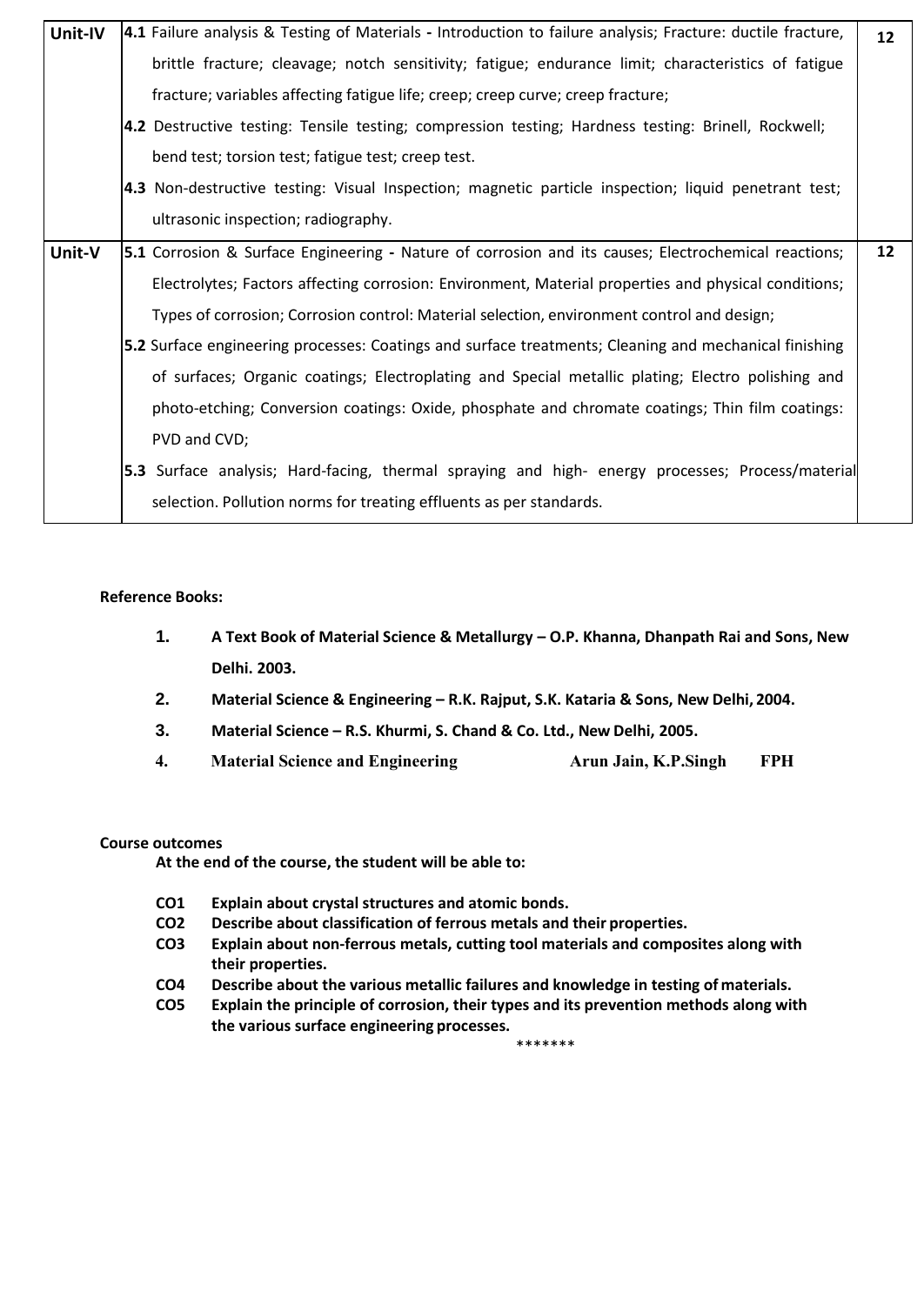| Unit-IV | **4.1** Failure analysis & Testing of Materials - Introduction to failure analysis; Fracture: ductile fracture, brittle fracture; cleavage; notch sensitivity; fatigue; endurance limit; characteristics of fatigue fracture; variables affecting fatigue life; creep; creep curve; creep fracture;<br>**4.2** Destructive testing: Tensile testing; compression testing; Hardness testing: Brinell, Rockwell; bend test; torsion test; fatigue test; creep test.<br>**4.3** Non-destructive testing: Visual Inspection; magnetic particle inspection; liquid penetrant test; ultrasonic inspection; radiography. | 12 |
|---|---|---|
| **Unit-V** | **5.1** Corrosion & Surface Engineering - Nature of corrosion and its causes; Electrochemical reactions; Electrolytes; Factors affecting corrosion: Environment, Material properties and physical conditions; Types of corrosion; Corrosion control: Material selection, environment control and design;<br>**5.2** Surface engineering processes: Coatings and surface treatments; Cleaning and mechanical finishing of surfaces; Organic coatings; Electroplating and Special metallic plating; Electro polishing and photo-etching; Conversion coatings: Oxide, phosphate and chromate coatings; Thin film coatings: PVD and CVD;<br>**5.3** Surface analysis; Hard-facing, thermal spraying and high- energy processes; Process/material selection. Pollution norms for treating effluents as per standards. | **12** |

**Reference Books:**

1. **A Text Book of Material Science & Metallurgy – O.P. Khanna, Dhanpath Rai and Sons, New Delhi. 2003.**
2. **Material Science & Engineering – R.K. Rajput, S.K. Kataria & Sons, New Delhi, 2004.**
3. **Material Science – R.S. Khurmi, S. Chand & Co. Ltd., New Delhi, 2005.**
4. **Material Science and Engineering Arun Jain, K.P.Singh FPH**

**Course outcomes**

**At the end of the course, the student will be able to:**

- **CO1 Explain about crystal structures and atomic bonds.**
- **CO2 Describe about classification of ferrous metals and their properties.**
- **CO3 Explain about non-ferrous metals, cutting tool materials and composites along with their properties.**
- **CO4 Describe about the various metallic failures and knowledge in testing of materials.**
- **CO5 Explain the principle of corrosion, their types and its prevention methods along with the various surface engineering processes.**

*******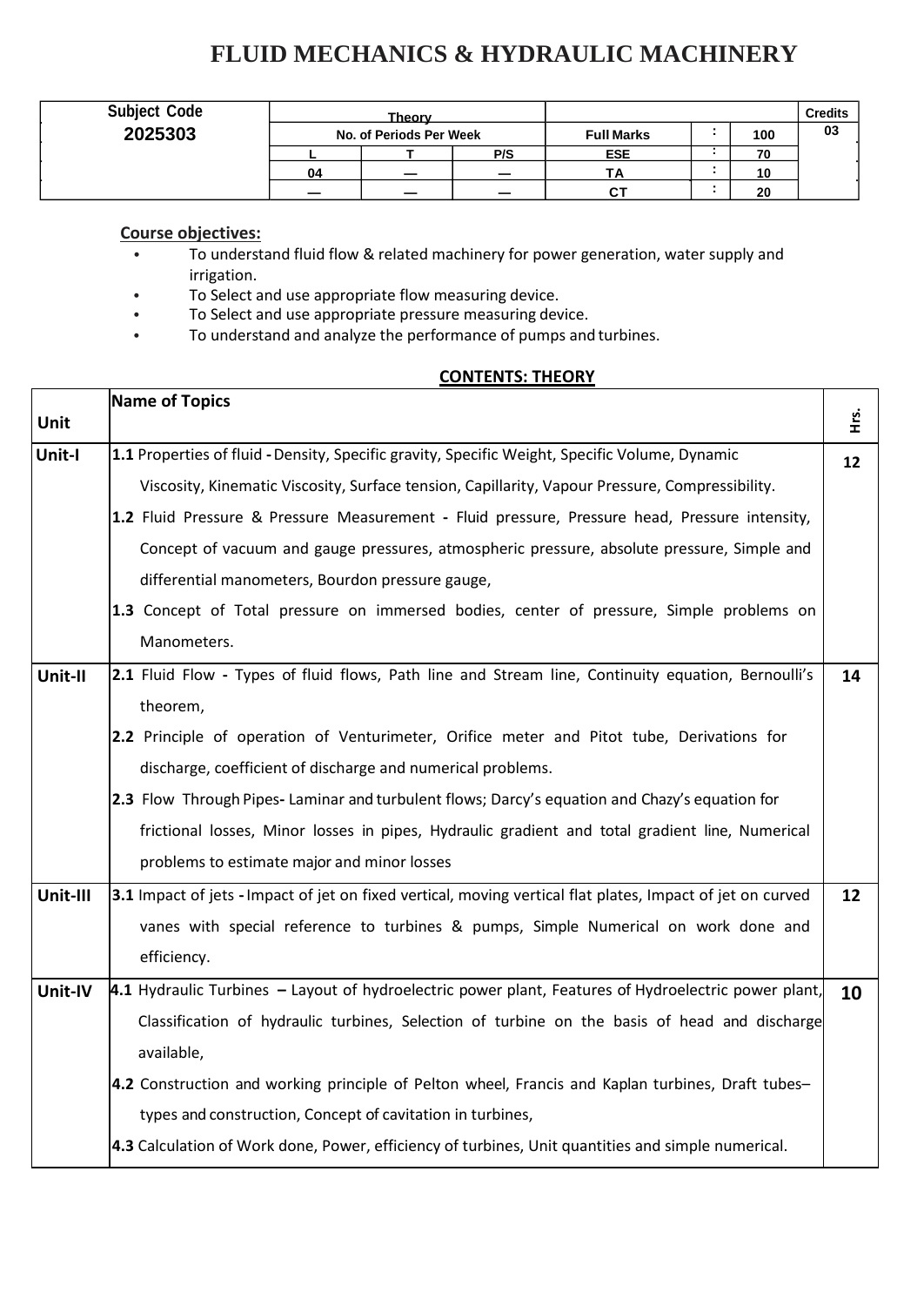# FLUID MECHANICS & HYDRAULIC MACHINERY

| Subject Code | Theory | | | | | | Credits |
|---|---|---|---|---|---|---|---|
| 2025303 | No. of Periods Per Week | | | Full Marks | : | 100 | 03 |
| | L | T | P/S | ESE | : | 70 | |
| | 04 | — | — | TA | : | 10 | |
| | — | — | — | CT | : | 20 | |

**Course objectives:**

- To understand fluid flow & related machinery for power generation, water supply and irrigation.
- To Select and use appropriate flow measuring device.
- To Select and use appropriate pressure measuring device.
- To understand and analyze the performance of pumps and turbines.

**CONTENTS: THEORY**

| Unit | Name of Topics | Hrs. |
|---|---|---|
| Unit-I | **1.1** Properties of fluid - Density, Specific gravity, Specific Weight, Specific Volume, Dynamic Viscosity, Kinematic Viscosity, Surface tension, Capillarity, Vapour Pressure, Compressibility.<br>**1.2** Fluid Pressure & Pressure Measurement - Fluid pressure, Pressure head, Pressure intensity, Concept of vacuum and gauge pressures, atmospheric pressure, absolute pressure, Simple and differential manometers, Bourdon pressure gauge,<br>**1.3** Concept of Total pressure on immersed bodies, center of pressure, Simple problems on Manometers. | 12 |
| Unit-II | **2.1** Fluid Flow - Types of fluid flows, Path line and Stream line, Continuity equation, Bernoulli's theorem,<br>**2.2** Principle of operation of Venturimeter, Orifice meter and Pitot tube, Derivations for discharge, coefficient of discharge and numerical problems.<br>**2.3** Flow Through Pipes- Laminar and turbulent flows; Darcy's equation and Chazy's equation for frictional losses, Minor losses in pipes, Hydraulic gradient and total gradient line, Numerical problems to estimate major and minor losses | 14 |
| Unit-III | **3.1** Impact of jets - Impact of jet on fixed vertical, moving vertical flat plates, Impact of jet on curved vanes with special reference to turbines & pumps, Simple Numerical on work done and efficiency. | 12 |
| Unit-IV | **4.1** Hydraulic Turbines – Layout of hydroelectric power plant, Features of Hydroelectric power plant, Classification of hydraulic turbines, Selection of turbine on the basis of head and discharge available,<br>**4.2** Construction and working principle of Pelton wheel, Francis and Kaplan turbines, Draft tubes– types and construction, Concept of cavitation in turbines,<br>**4.3** Calculation of Work done, Power, efficiency of turbines, Unit quantities and simple numerical. | 10 |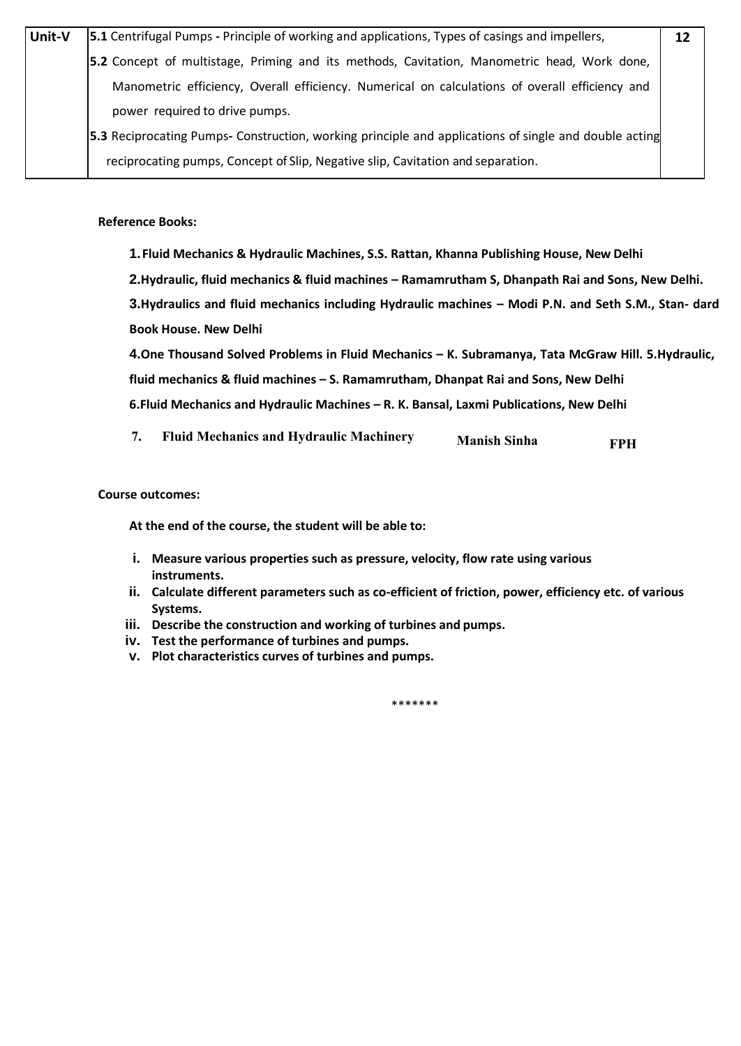| Unit-V | 5.1 Centrifugal Pumps - Principle of working and applications, Types of casings and impellers,<br>5.2 Concept of multistage, Priming and its methods, Cavitation, Manometric head, Work done, Manometric efficiency, Overall efficiency. Numerical on calculations of overall efficiency and power required to drive pumps.<br>5.3 Reciprocating Pumps- Construction, working principle and applications of single and double acting reciprocating pumps, Concept of Slip, Negative slip, Cavitation and separation. | 12 |
|---|---|---|

**Reference Books:**

1. **Fluid Mechanics & Hydraulic Machines, S.S. Rattan, Khanna Publishing House, New Delhi**
2. **Hydraulic, fluid mechanics & fluid machines – Ramamrutham S, Dhanpath Rai and Sons, New Delhi.**
3. **Hydraulics and fluid mechanics including Hydraulic machines – Modi P.N. and Seth S.M., Stan- dard Book House. New Delhi**
4. **One Thousand Solved Problems in Fluid Mechanics – K. Subramanya, Tata McGraw Hill.**
5. **Hydraulic, fluid mechanics & fluid machines – S. Ramamrutham, Dhanpat Rai and Sons, New Delhi**
6. **Fluid Mechanics and Hydraulic Machines – R. K. Bansal, Laxmi Publications, New Delhi**
7. **Fluid Mechanics and Hydraulic Machinery Manish Sinha FPH**

**Course outcomes:**

**At the end of the course, the student will be able to:**

- i. **Measure various properties such as pressure, velocity, flow rate using various instruments.**
- ii. **Calculate different parameters such as co-efficient of friction, power, efficiency etc. of various Systems.**
- iii. **Describe the construction and working of turbines and pumps.**
- iv. **Test the performance of turbines and pumps.**
- v. **Plot characteristics curves of turbines and pumps.**

*******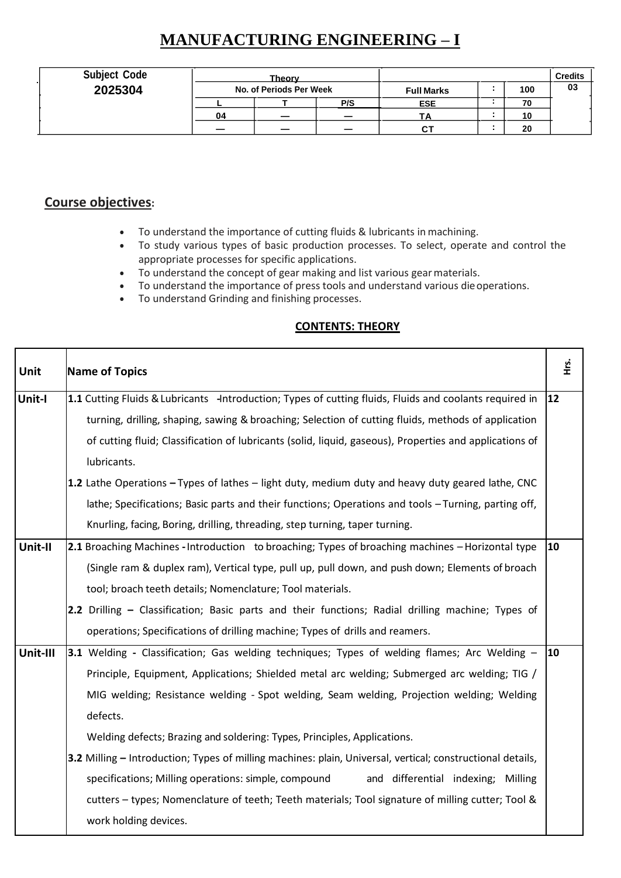# MANUFACTURING ENGINEERING – I

| Subject Code | Theory | | | | | | Credits |
|---|---|---|---|---|---|---|---|
| 2025304 | No. of Periods Per Week | | | Full Marks | : | 100 | 03 |
| | L | T | P/S | ESE | : | 70 | |
| | 04 | — | — | TA | : | 10 | |
| | — | — | — | CT | : | 20 | |

## Course objectives:

- To understand the importance of cutting fluids & lubricants in machining.
- To study various types of basic production processes. To select, operate and control the appropriate processes for specific applications.
- To understand the concept of gear making and list various gear materials.
- To understand the importance of press tools and understand various die operations.
- To understand Grinding and finishing processes.

### CONTENTS: THEORY

| Unit | Name of Topics | Hrs. |
|---|---|---|
| Unit-I | **1.1** Cutting Fluids & Lubricants -Introduction; Types of cutting fluids, Fluids and coolants required in turning, drilling, shaping, sawing & broaching; Selection of cutting fluids, methods of application of cutting fluid; Classification of lubricants (solid, liquid, gaseous), Properties and applications of lubricants.<br>**1.2** Lathe Operations – Types of lathes – light duty, medium duty and heavy duty geared lathe, CNC lathe; Specifications; Basic parts and their functions; Operations and tools – Turning, parting off, Knurling, facing, Boring, drilling, threading, step turning, taper turning. | 12 |
| Unit-II | **2.1** Broaching Machines - Introduction to broaching; Types of broaching machines – Horizontal type (Single ram & duplex ram), Vertical type, pull up, pull down, and push down; Elements of broach tool; broach teeth details; Nomenclature; Tool materials.<br>**2.2** Drilling – Classification; Basic parts and their functions; Radial drilling machine; Types of operations; Specifications of drilling machine; Types of drills and reamers. | 10 |
| Unit-III | **3.1** Welding - Classification; Gas welding techniques; Types of welding flames; Arc Welding – Principle, Equipment, Applications; Shielded metal arc welding; Submerged arc welding; TIG / MIG welding; Resistance welding - Spot welding, Seam welding, Projection welding; Welding defects.<br>Welding defects; Brazing and soldering: Types, Principles, Applications.<br>**3.2** Milling – Introduction; Types of milling machines: plain, Universal, vertical; constructional details, specifications; Milling operations: simple, compound and differential indexing; Milling cutters – types; Nomenclature of teeth; Teeth materials; Tool signature of milling cutter; Tool & work holding devices. | 10 |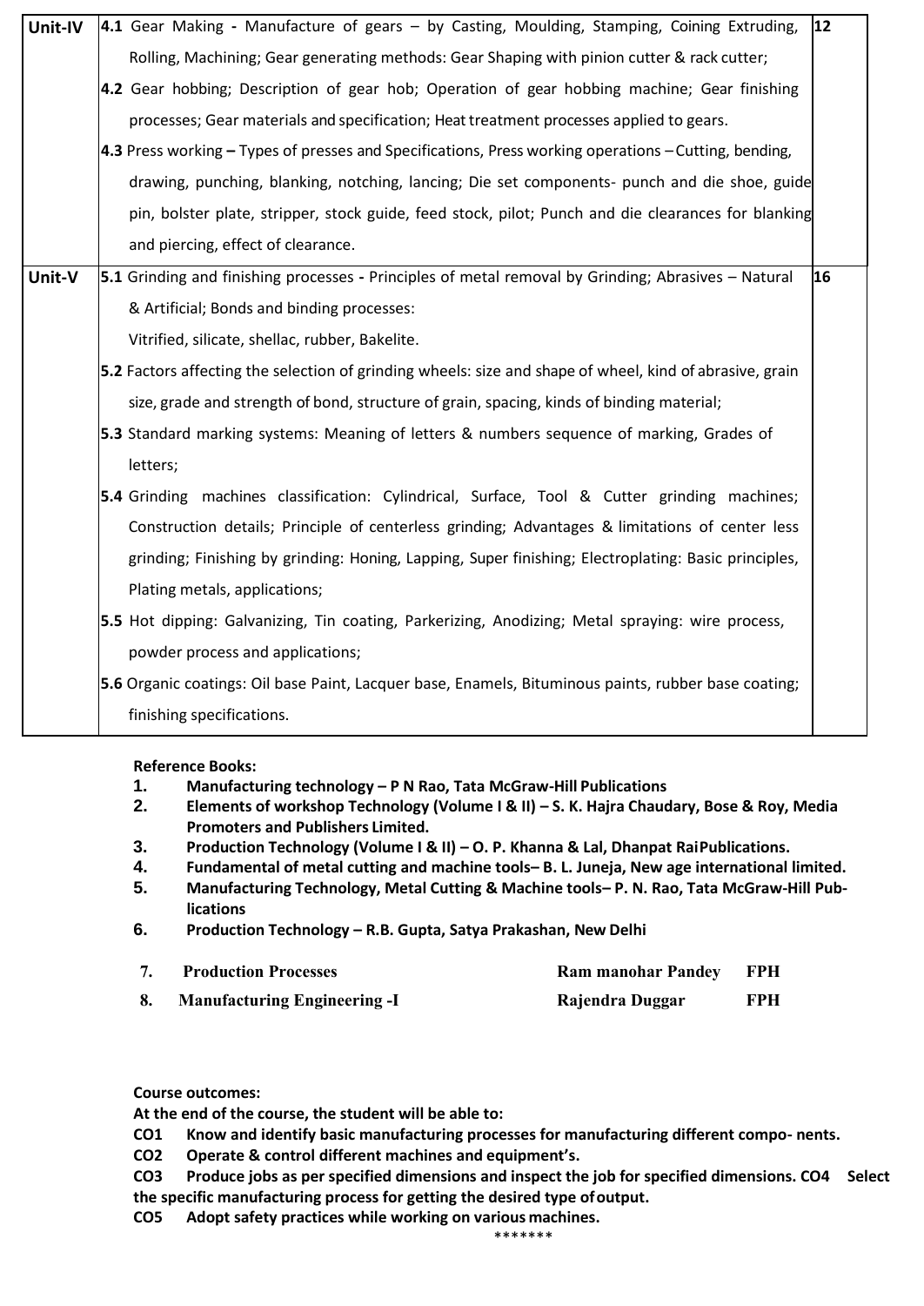| | | |
|---|---|---|
| **Unit-IV** | **4.1** Gear Making **-** Manufacture of gears – by Casting, Moulding, Stamping, Coining Extruding, Rolling, Machining; Gear generating methods: Gear Shaping with pinion cutter & rack cutter;<br>**4.2** Gear hobbing; Description of gear hob; Operation of gear hobbing machine; Gear finishing processes; Gear materials and specification; Heat treatment processes applied to gears.<br>**4.3** Press working **–** Types of presses and Specifications, Press working operations – Cutting, bending, drawing, punching, blanking, notching, lancing; Die set components- punch and die shoe, guide pin, bolster plate, stripper, stock guide, feed stock, pilot; Punch and die clearances for blanking and piercing, effect of clearance. | **12** |
| **Unit-V** | **5.1** Grinding and finishing processes **-** Principles of metal removal by Grinding; Abrasives – Natural & Artificial; Bonds and binding processes:<br>Vitrified, silicate, shellac, rubber, Bakelite.<br>**5.2** Factors affecting the selection of grinding wheels: size and shape of wheel, kind of abrasive, grain size, grade and strength of bond, structure of grain, spacing, kinds of binding material;<br>**5.3** Standard marking systems: Meaning of letters & numbers sequence of marking, Grades of letters;<br>**5.4** Grinding machines classification: Cylindrical, Surface, Tool & Cutter grinding machines; Construction details; Principle of centerless grinding; Advantages & limitations of center less grinding; Finishing by grinding: Honing, Lapping, Super finishing; Electroplating: Basic principles, Plating metals, applications;<br>**5.5** Hot dipping: Galvanizing, Tin coating, Parkerizing, Anodizing; Metal spraying: wire process, powder process and applications;<br>**5.6** Organic coatings: Oil base Paint, Lacquer base, Enamels, Bituminous paints, rubber base coating; finishing specifications. | **16** |

**Reference Books:**

1. **Manufacturing technology – P N Rao, Tata McGraw-Hill Publications**
2. **Elements of workshop Technology (Volume I & II) – S. K. Hajra Chaudary, Bose & Roy, Media Promoters and Publishers Limited.**
3. **Production Technology (Volume I & II) – O. P. Khanna & Lal, Dhanpat Rai Publications.**
4. **Fundamental of metal cutting and machine tools– B. L. Juneja, New age international limited.**
5. **Manufacturing Technology, Metal Cutting & Machine tools– P. N. Rao, Tata McGraw-Hill Publications**
6. **Production Technology – R.B. Gupta, Satya Prakashan, New Delhi**
7. **Production Processes** — **Ram manohar Pandey** — **FPH**
8. **Manufacturing Engineering -I** — **Rajendra Duggar** — **FPH**

**Course outcomes:**

**At the end of the course, the student will be able to:**

**CO1** **Know and identify basic manufacturing processes for manufacturing different compo- nents.**

**CO2** **Operate & control different machines and equipment's.**

**CO3** **Produce jobs as per specified dimensions and inspect the job for specified dimensions.**

**CO4** **Select the specific manufacturing process for getting the desired type of output.**

**CO5** **Adopt safety practices while working on various machines.**

\*\*\*\*\*\*\*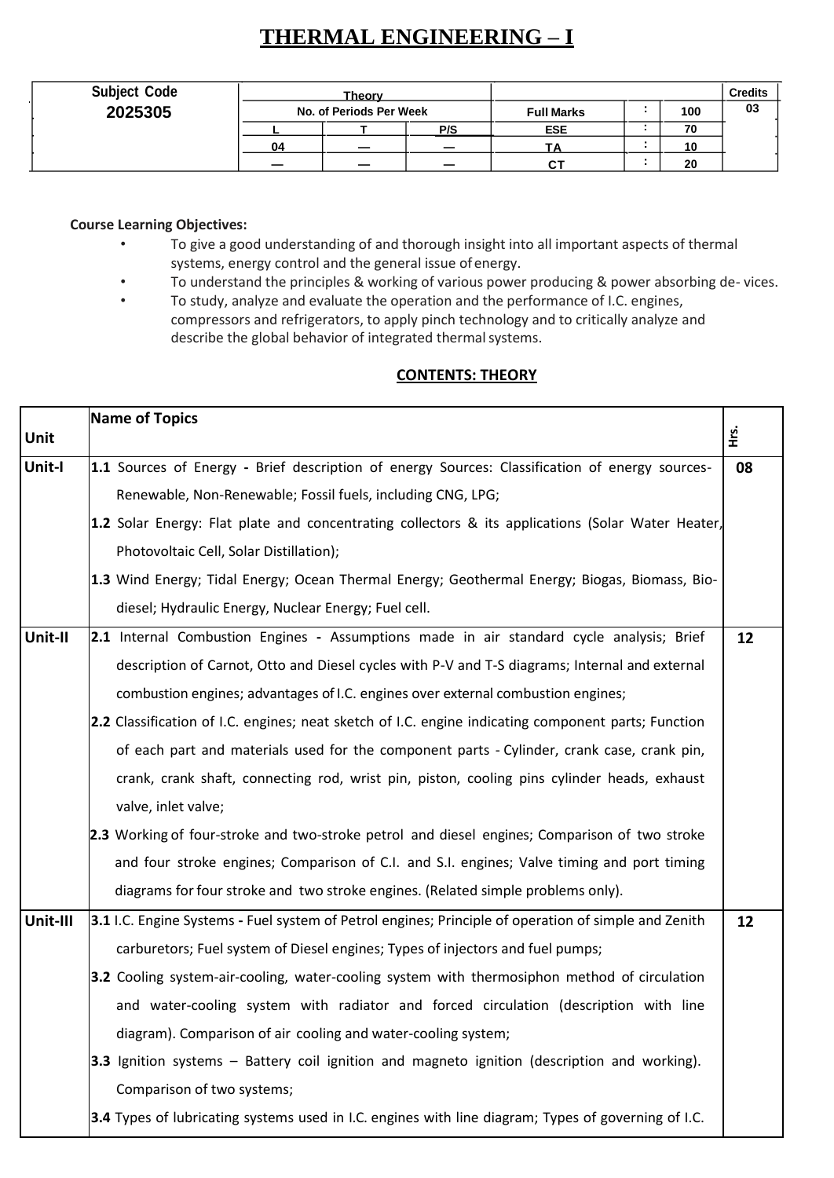# THERMAL ENGINEERING – I

| Subject Code | Theory | | | | | | Credits |
|---|---|---|---|---|---|---|---|
| 2025305 | No. of Periods Per Week | | | Full Marks | : | 100 | 03 |
| | L | T | P/S | ESE | : | 70 | |
| | 04 | — | — | TA | : | 10 | |
| | — | — | — | CT | : | 20 | |

**Course Learning Objectives:**

- To give a good understanding of and thorough insight into all important aspects of thermal systems, energy control and the general issue of energy.
- To understand the principles & working of various power producing & power absorbing de- vices.
- To study, analyze and evaluate the operation and the performance of I.C. engines, compressors and refrigerators, to apply pinch technology and to critically analyze and describe the global behavior of integrated thermal systems.

**CONTENTS: THEORY**

| Unit | Name of Topics | Hrs. |
|---|---|---|
| Unit-I | **1.1** Sources of Energy - Brief description of energy Sources: Classification of energy sources- Renewable, Non-Renewable; Fossil fuels, including CNG, LPG;<br>**1.2** Solar Energy: Flat plate and concentrating collectors & its applications (Solar Water Heater, Photovoltaic Cell, Solar Distillation);<br>**1.3** Wind Energy; Tidal Energy; Ocean Thermal Energy; Geothermal Energy; Biogas, Biomass, Bio-diesel; Hydraulic Energy, Nuclear Energy; Fuel cell. | 08 |
| Unit-II | **2.1** Internal Combustion Engines - Assumptions made in air standard cycle analysis; Brief description of Carnot, Otto and Diesel cycles with P-V and T-S diagrams; Internal and external combustion engines; advantages of I.C. engines over external combustion engines;<br>**2.2** Classification of I.C. engines; neat sketch of I.C. engine indicating component parts; Function of each part and materials used for the component parts - Cylinder, crank case, crank pin, crank, crank shaft, connecting rod, wrist pin, piston, cooling pins cylinder heads, exhaust valve, inlet valve;<br>**2.3** Working of four-stroke and two-stroke petrol and diesel engines; Comparison of two stroke and four stroke engines; Comparison of C.I. and S.I. engines; Valve timing and port timing diagrams for four stroke and two stroke engines. (Related simple problems only). | 12 |
| Unit-III | **3.1** I.C. Engine Systems - Fuel system of Petrol engines; Principle of operation of simple and Zenith carburetors; Fuel system of Diesel engines; Types of injectors and fuel pumps;<br>**3.2** Cooling system-air-cooling, water-cooling system with thermosiphon method of circulation and water-cooling system with radiator and forced circulation (description with line diagram). Comparison of air cooling and water-cooling system;<br>**3.3** Ignition systems – Battery coil ignition and magneto ignition (description and working). Comparison of two systems;<br>**3.4** Types of lubricating systems used in I.C. engines with line diagram; Types of governing of I.C. | 12 |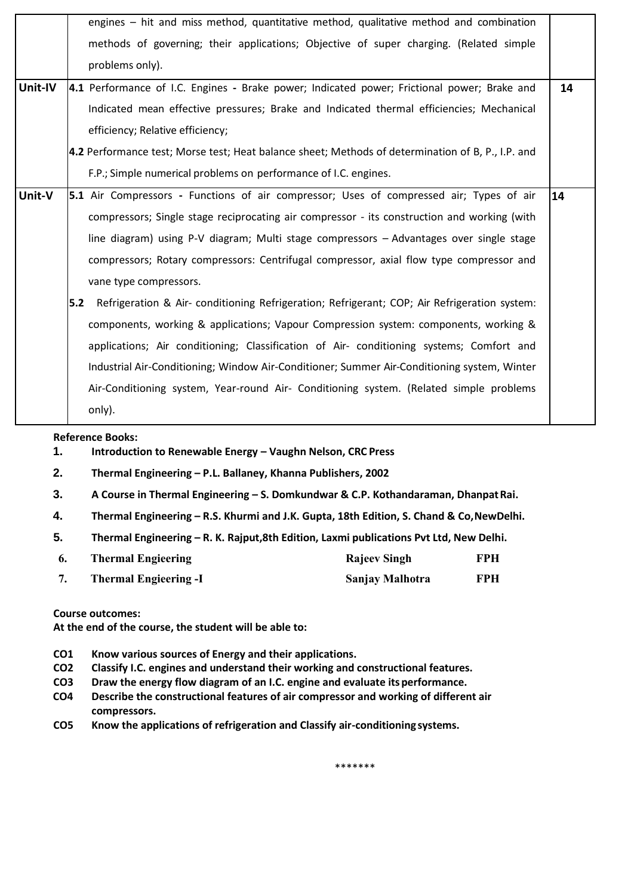| | | |
|---|---|---|
| | engines – hit and miss method, quantitative method, qualitative method and combination methods of governing; their applications; Objective of super charging. (Related simple problems only). | |
| **Unit-IV** | **4.1** Performance of I.C. Engines **-** Brake power; Indicated power; Frictional power; Brake and Indicated mean effective pressures; Brake and Indicated thermal efficiencies; Mechanical efficiency; Relative efficiency;<br>**4.2** Performance test; Morse test; Heat balance sheet; Methods of determination of B, P., I.P. and F.P.; Simple numerical problems on performance of I.C. engines. | **14** |
| **Unit-V** | **5.1** Air Compressors **-** Functions of air compressor; Uses of compressed air; Types of air compressors; Single stage reciprocating air compressor - its construction and working (with line diagram) using P-V diagram; Multi stage compressors – Advantages over single stage compressors; Rotary compressors: Centrifugal compressor, axial flow type compressor and vane type compressors.<br>**5.2** Refrigeration & Air- conditioning Refrigeration; Refrigerant; COP; Air Refrigeration system: components, working & applications; Vapour Compression system: components, working & applications; Air conditioning; Classification of Air- conditioning systems; Comfort and Industrial Air-Conditioning; Window Air-Conditioner; Summer Air-Conditioning system, Winter Air-Conditioning system, Year-round Air- Conditioning system. (Related simple problems only). | **14** |

**Reference Books:**

1. **Introduction to Renewable Energy – Vaughn Nelson, CRC Press**
2. **Thermal Engineering – P.L. Ballaney, Khanna Publishers, 2002**
3. **A Course in Thermal Engineering – S. Domkundwar & C.P. Kothandaraman, Dhanpat Rai.**
4. **Thermal Engineering – R.S. Khurmi and J.K. Gupta, 18th Edition, S. Chand & Co, NewDelhi.**
5. **Thermal Engineering – R. K. Rajput,8th Edition, Laxmi publications Pvt Ltd, New Delhi.**
6. **Thermal Engieering** — **Rajeev Singh** — **FPH**
7. **Thermal Engieering -I** — **Sanjay Malhotra** — **FPH**

**Course outcomes:**
**At the end of the course, the student will be able to:**

- **CO1** **Know various sources of Energy and their applications.**
- **CO2** **Classify I.C. engines and understand their working and constructional features.**
- **CO3** **Draw the energy flow diagram of an I.C. engine and evaluate its performance.**
- **CO4** **Describe the constructional features of air compressor and working of different air compressors.**
- **CO5** **Know the applications of refrigeration and Classify air-conditioning systems.**

*******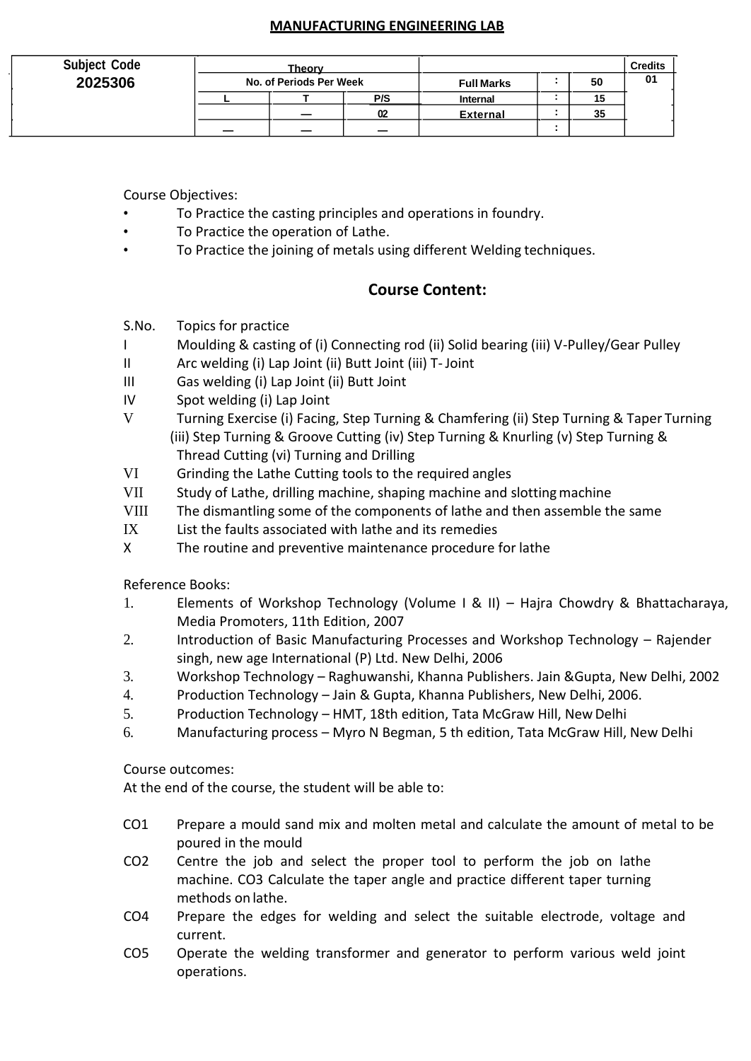# MANUFACTURING ENGINEERING LAB

| Subject Code | Theory | | | | | | Credits |
|---|---|---|---|---|---|---|---|
| 2025306 | No. of Periods Per Week | | | Full Marks | : | 50 | 01 |
| | L | T | P/S | Internal | : | 15 | |
| | | — | 02 | External | : | 35 | |
| | — | — | — | | : | | |

Course Objectives:

- To Practice the casting principles and operations in foundry.
- To Practice the operation of Lathe.
- To Practice the joining of metals using different Welding techniques.

## Course Content:

| S.No. | Topics for practice |
|---|---|
| I | Moulding & casting of (i) Connecting rod (ii) Solid bearing (iii) V-Pulley/Gear Pulley |
| II | Arc welding (i) Lap Joint (ii) Butt Joint (iii) T- Joint |
| III | Gas welding (i) Lap Joint (ii) Butt Joint |
| IV | Spot welding (i) Lap Joint |
| V | Turning Exercise (i) Facing, Step Turning & Chamfering (ii) Step Turning & Taper Turning (iii) Step Turning & Groove Cutting (iv) Step Turning & Knurling (v) Step Turning & Thread Cutting (vi) Turning and Drilling |
| VI | Grinding the Lathe Cutting tools to the required angles |
| VII | Study of Lathe, drilling machine, shaping machine and slotting machine |
| VIII | The dismantling some of the components of lathe and then assemble the same |
| IX | List the faults associated with lathe and its remedies |
| X | The routine and preventive maintenance procedure for lathe |

Reference Books:

1. Elements of Workshop Technology (Volume I & II) – Hajra Chowdry & Bhattacharaya, Media Promoters, 11th Edition, 2007
2. Introduction of Basic Manufacturing Processes and Workshop Technology – Rajender singh, new age International (P) Ltd. New Delhi, 2006
3. Workshop Technology – Raghuwanshi, Khanna Publishers. Jain &Gupta, New Delhi, 2002
4. Production Technology – Jain & Gupta, Khanna Publishers, New Delhi, 2006.
5. Production Technology – HMT, 18th edition, Tata McGraw Hill, New Delhi
6. Manufacturing process – Myro N Begman, 5 th edition, Tata McGraw Hill, New Delhi

Course outcomes:

At the end of the course, the student will be able to:

| | |
|---|---|
| CO1 | Prepare a mould sand mix and molten metal and calculate the amount of metal to be poured in the mould |
| CO2 | Centre the job and select the proper tool to perform the job on lathe machine. CO3 Calculate the taper angle and practice different taper turning methods on lathe. |
| CO4 | Prepare the edges for welding and select the suitable electrode, voltage and current. |
| CO5 | Operate the welding transformer and generator to perform various weld joint operations. |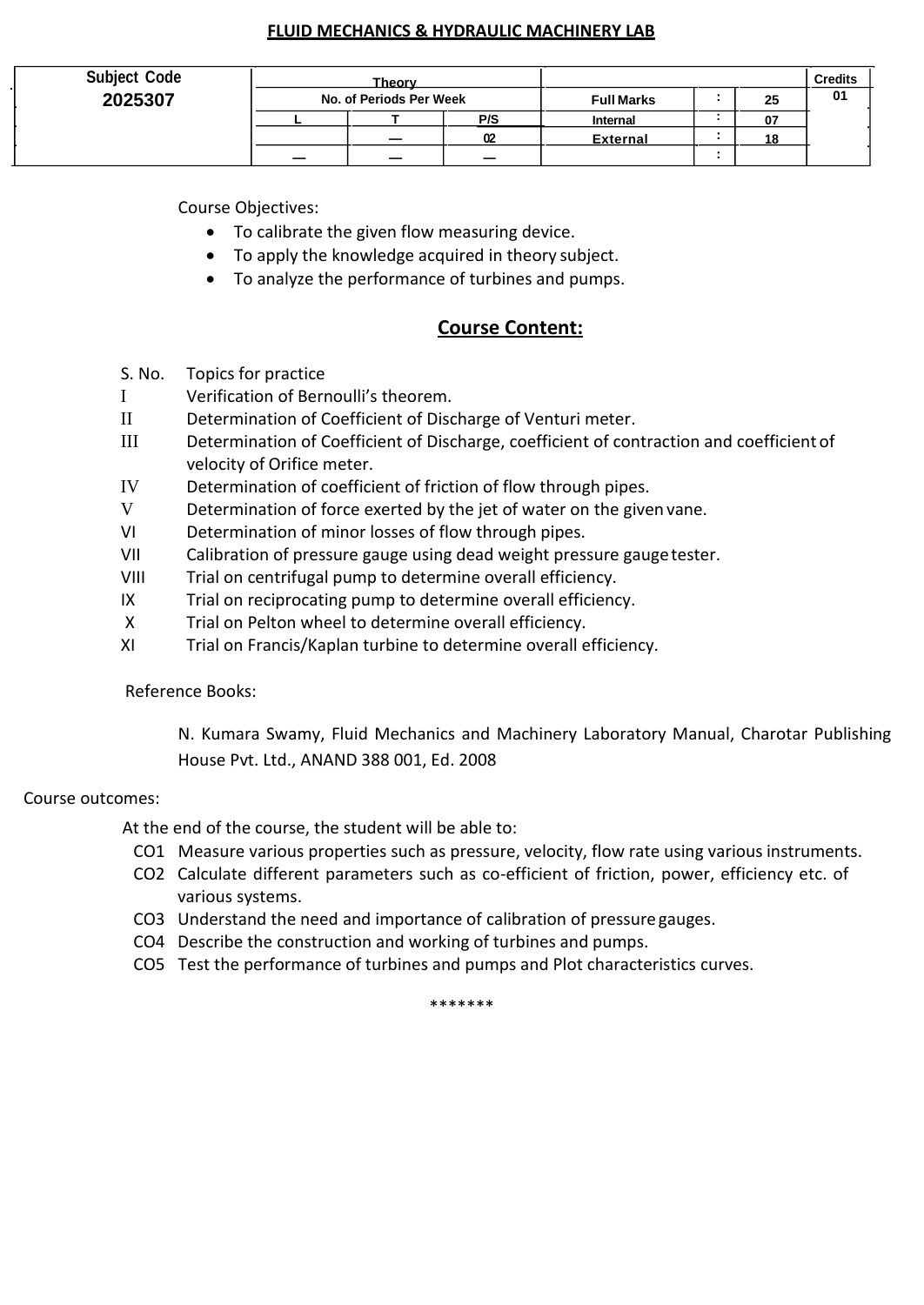# FLUID MECHANICS & HYDRAULIC MACHINERY LAB

| Subject Code | Theory | | | | | | Credits |
|---|---|---|---|---|---|---|---|
| 2025307 | No. of Periods Per Week | | | Full Marks | : | 25 | 01 |
| | L | T | P/S | Internal | : | 07 | |
| | | — | 02 | External | : | 18 | |
| | — | — | — | | : | | |

Course Objectives:

- To calibrate the given flow measuring device.
- To apply the knowledge acquired in theory subject.
- To analyze the performance of turbines and pumps.

## Course Content:

| S. No. | Topics for practice |
|---|---|
| I | Verification of Bernoulli's theorem. |
| II | Determination of Coefficient of Discharge of Venturi meter. |
| III | Determination of Coefficient of Discharge, coefficient of contraction and coefficient of velocity of Orifice meter. |
| IV | Determination of coefficient of friction of flow through pipes. |
| V | Determination of force exerted by the jet of water on the given vane. |
| VI | Determination of minor losses of flow through pipes. |
| VII | Calibration of pressure gauge using dead weight pressure gauge tester. |
| VIII | Trial on centrifugal pump to determine overall efficiency. |
| IX | Trial on reciprocating pump to determine overall efficiency. |
| X | Trial on Pelton wheel to determine overall efficiency. |
| XI | Trial on Francis/Kaplan turbine to determine overall efficiency. |

Reference Books:

N. Kumara Swamy, Fluid Mechanics and Machinery Laboratory Manual, Charotar Publishing House Pvt. Ltd., ANAND 388 001, Ed. 2008

Course outcomes:

At the end of the course, the student will be able to:

- CO1 Measure various properties such as pressure, velocity, flow rate using various instruments.
- CO2 Calculate different parameters such as co-efficient of friction, power, efficiency etc. of various systems.
- CO3 Understand the need and importance of calibration of pressure gauges.
- CO4 Describe the construction and working of turbines and pumps.
- CO5 Test the performance of turbines and pumps and Plot characteristics curves.

*******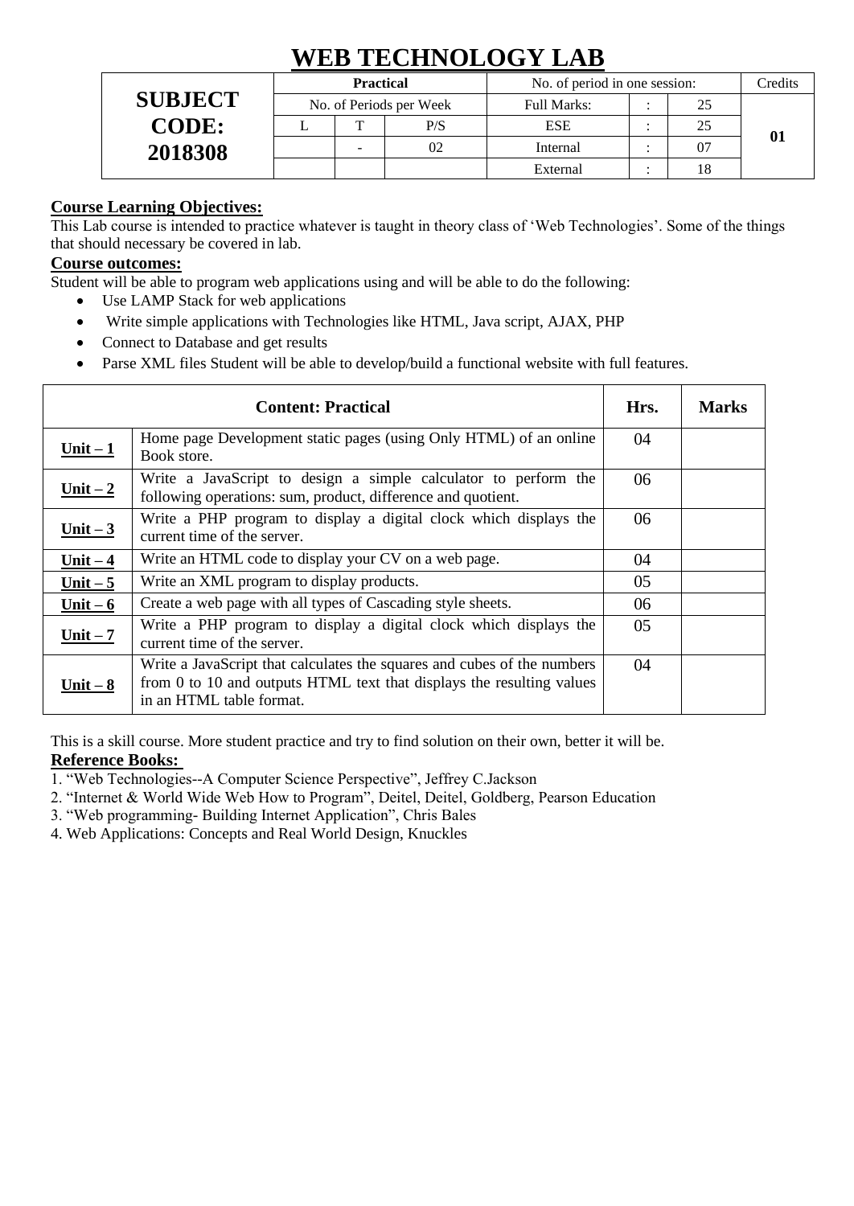# WEB TECHNOLOGY LAB

| SUBJECT CODE: 2018308 | Practical | | | No. of period in one session: | | | Credits |
|---|---|---|---|---|---|---|---|
| | No. of Periods per Week | | | Full Marks: | : | 25 | 01 |
| | L | T | P/S | ESE | : | 25 | |
| | | - | 02 | Internal | : | 07 | |
| | | | | External | : | 18 | |

**Course Learning Objectives:**

This Lab course is intended to practice whatever is taught in theory class of 'Web Technologies'. Some of the things that should necessary be covered in lab.

**Course outcomes:**

Student will be able to program web applications using and will be able to do the following:

- Use LAMP Stack for web applications
- Write simple applications with Technologies like HTML, Java script, AJAX, PHP
- Connect to Database and get results
- Parse XML files Student will be able to develop/build a functional website with full features.

| Content: Practical | | Hrs. | Marks |
|---|---|---|---|
| **Unit – 1** | Home page Development static pages (using Only HTML) of an online Book store. | 04 | |
| **Unit – 2** | Write a JavaScript to design a simple calculator to perform the following operations: sum, product, difference and quotient. | 06 | |
| **Unit – 3** | Write a PHP program to display a digital clock which displays the current time of the server. | 06 | |
| **Unit – 4** | Write an HTML code to display your CV on a web page. | 04 | |
| **Unit – 5** | Write an XML program to display products. | 05 | |
| **Unit – 6** | Create a web page with all types of Cascading style sheets. | 06 | |
| **Unit – 7** | Write a PHP program to display a digital clock which displays the current time of the server. | 05 | |
| **Unit – 8** | Write a JavaScript that calculates the squares and cubes of the numbers from 0 to 10 and outputs HTML text that displays the resulting values in an HTML table format. | 04 | |

This is a skill course. More student practice and try to find solution on their own, better it will be.

**Reference Books:**

1. "Web Technologies--A Computer Science Perspective", Jeffrey C.Jackson
2. "Internet & World Wide Web How to Program", Deitel, Deitel, Goldberg, Pearson Education
3. "Web programming- Building Internet Application", Chris Bales
4. Web Applications: Concepts and Real World Design, Knuckles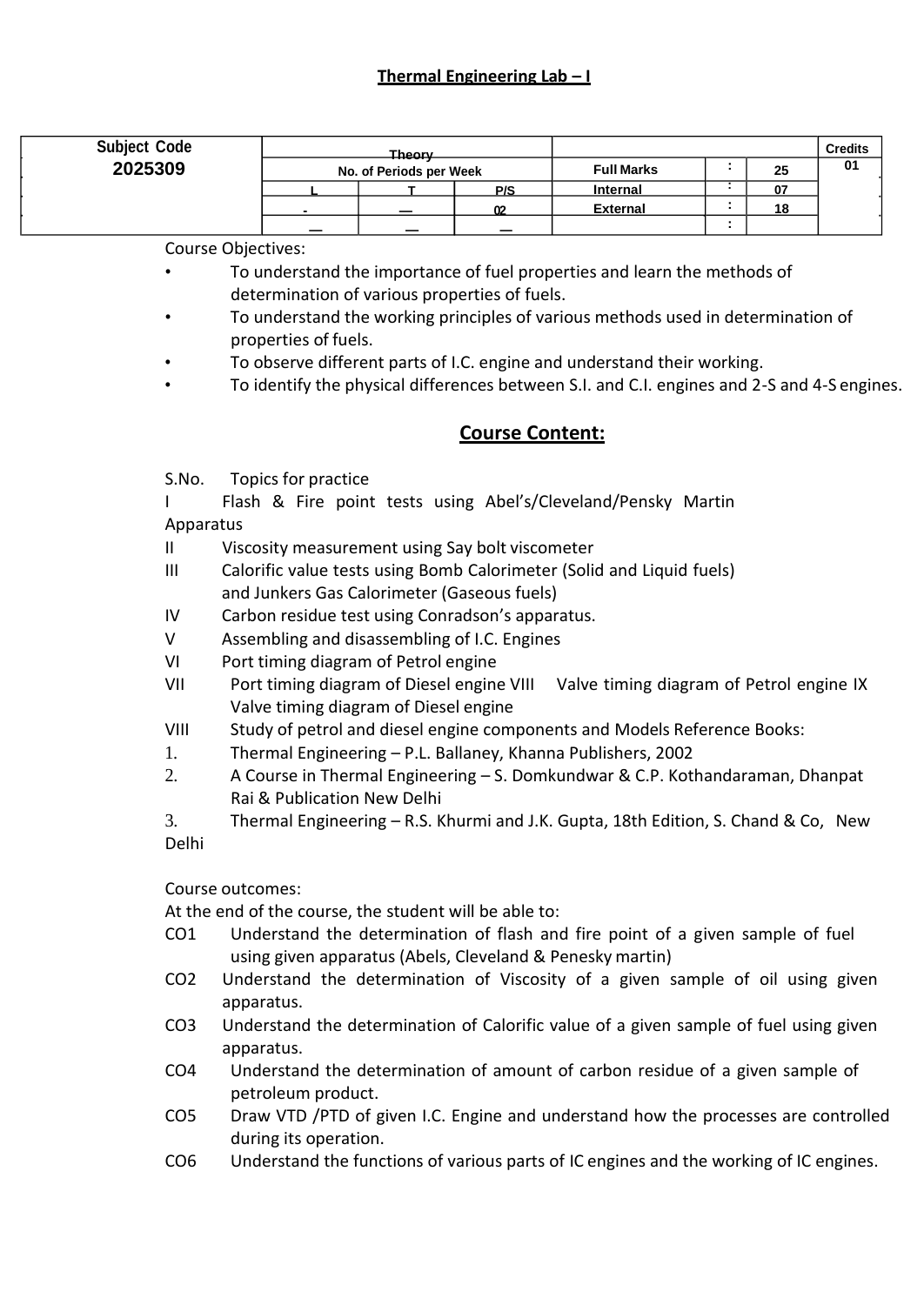## Thermal Engineering Lab – I

| Subject Code | Theory | | | | | | Credits |
|---|---|---|---|---|---|---|---|
| 2025309 | No. of Periods per Week | | | Full Marks | : | 25 | 01 |
| | L | T | P/S | Internal | : | 07 | |
| | - | — | 02 | External | : | 18 | |
| | — | — | — | | : | | |

Course Objectives:

- To understand the importance of fuel properties and learn the methods of determination of various properties of fuels.
- To understand the working principles of various methods used in determination of properties of fuels.
- To observe different parts of I.C. engine and understand their working.
- To identify the physical differences between S.I. and C.I. engines and 2-S and 4-S engines.

## Course Content:

S.No. Topics for practice

I Flash & Fire point tests using Abel's/Cleveland/Pensky Martin Apparatus

II Viscosity measurement using Say bolt viscometer

III Calorific value tests using Bomb Calorimeter (Solid and Liquid fuels) and Junkers Gas Calorimeter (Gaseous fuels)

IV Carbon residue test using Conradson's apparatus.

V Assembling and disassembling of I.C. Engines

VI Port timing diagram of Petrol engine

VII Port timing diagram of Diesel engine VIII Valve timing diagram of Petrol engine IX Valve timing diagram of Diesel engine

VIII Study of petrol and diesel engine components and Models Reference Books:

1. Thermal Engineering – P.L. Ballaney, Khanna Publishers, 2002
2. A Course in Thermal Engineering – S. Domkundwar & C.P. Kothandaraman, Dhanpat Rai & Publication New Delhi
3. Thermal Engineering – R.S. Khurmi and J.K. Gupta, 18th Edition, S. Chand & Co, New Delhi

Course outcomes:

At the end of the course, the student will be able to:

CO1 Understand the determination of flash and fire point of a given sample of fuel using given apparatus (Abels, Cleveland & Penesky martin)

CO2 Understand the determination of Viscosity of a given sample of oil using given apparatus.

CO3 Understand the determination of Calorific value of a given sample of fuel using given apparatus.

CO4 Understand the determination of amount of carbon residue of a given sample of petroleum product.

CO5 Draw VTD /PTD of given I.C. Engine and understand how the processes are controlled during its operation.

CO6 Understand the functions of various parts of IC engines and the working of IC engines.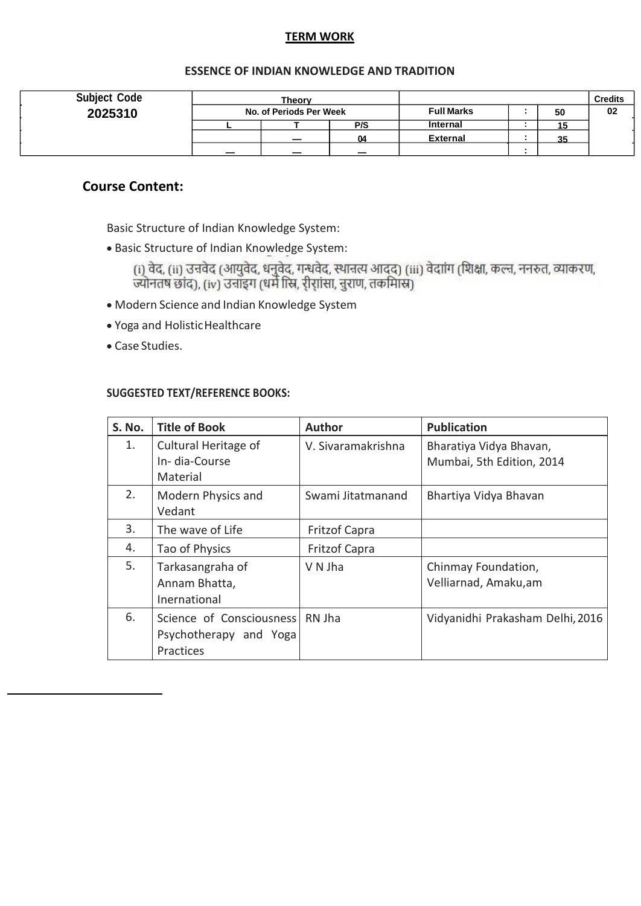**TERM WORK**

**ESSENCE OF INDIAN KNOWLEDGE AND TRADITION**

| Subject Code | Theory | | | | | | Credits |
|---|---|---|---|---|---|---|---|
| **2025310** | No. of Periods Per Week | | | Full Marks | : | 50 | 02 |
| | L | T | P/S | Internal | : | 15 | |
| | | — | 04 | External | : | 35 | |
| | — | — | — | | : | | |

## Course Content:

Basic Structure of Indian Knowledge System:

- Basic Structure of Indian Knowledge System:

  (i) वेद, (ii) उन्नवेद (आयुवेद, धनुवेद, गन्धवेद, स्थानत्य आदद) (iii) वेदांग (शिक्षा, कल्न, ननरुत, व्याकरण, ज्योनतष छांद), (iv) उन्नाइग (धर्म शिस्र, रीशांसा, नुराण, तकमिास्र)

- Modern Science and Indian Knowledge System
- Yoga and Holistic Healthcare
- Case Studies.

**SUGGESTED TEXT/REFERENCE BOOKS:**

| S. No. | Title of Book | Author | Publication |
|---|---|---|---|
| 1. | Cultural Heritage of In- dia-Course Material | V. Sivaramakrishna | Bharatiya Vidya Bhavan, Mumbai, 5th Edition, 2014 |
| 2. | Modern Physics and Vedant | Swami Jitatmanand | Bhartiya Vidya Bhavan |
| 3. | The wave of Life | Fritzof Capra | |
| 4. | Tao of Physics | Fritzof Capra | |
| 5. | Tarkasangraha of Annam Bhatta, Inernational | V N Jha | Chinmay Foundation, Velliarnad, Amaku,am |
| 6. | Science of Consciousness Psychotherapy and Yoga Practices | RN Jha | Vidyanidhi Prakasham Delhi, 2016 |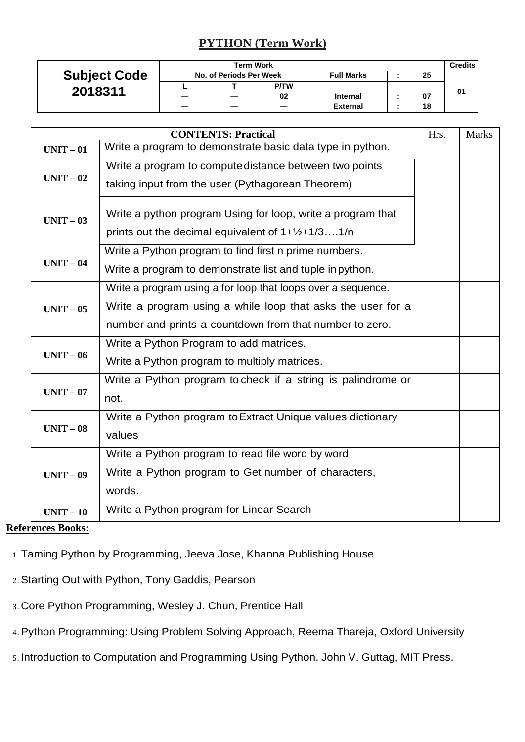# PYTHON (Term Work)

| Subject Code 2018311 | Term Work | | | | | | Credits |
|---|---|---|---|---|---|---|---|
| | No. of Periods Per Week | | | Full Marks | : | 25 | 01 |
| | L | T | P/TW | | | | |
| | — | — | 02 | Internal | : | 07 | |
| | — | — | — | External | : | 18 | |

| CONTENTS: Practical | | Hrs. | Marks |
|---|---|---|---|
| UNIT – 01 | Write a program to demonstrate basic data type in python. | | |
| UNIT – 02 | Write a program to compute distance between two points taking input from the user (Pythagorean Theorem) | | |
| UNIT – 03 | Write a python program Using for loop, write a program that prints out the decimal equivalent of 1+½+1/3….1/n | | |
| UNIT – 04 | Write a Python program to find first n prime numbers. Write a program to demonstrate list and tuple in python. | | |
| UNIT – 05 | Write a program using a for loop that loops over a sequence. Write a program using a while loop that asks the user for a number and prints a countdown from that number to zero. | | |
| UNIT – 06 | Write a Python Program to add matrices. Write a Python program to multiply matrices. | | |
| UNIT – 07 | Write a Python program to check if a string is palindrome or not. | | |
| UNIT – 08 | Write a Python program to Extract Unique values dictionary values | | |
| UNIT – 09 | Write a Python program to read file word by word Write a Python program to Get number of characters, words. | | |
| UNIT – 10 | Write a Python program for Linear Search | | |

**References Books:**

1. Taming Python by Programming, Jeeva Jose, Khanna Publishing House
2. Starting Out with Python, Tony Gaddis, Pearson
3. Core Python Programming, Wesley J. Chun, Prentice Hall
4. Python Programming: Using Problem Solving Approach, Reema Thareja, Oxford University
5. Introduction to Computation and Programming Using Python. John V. Guttag, MIT Press.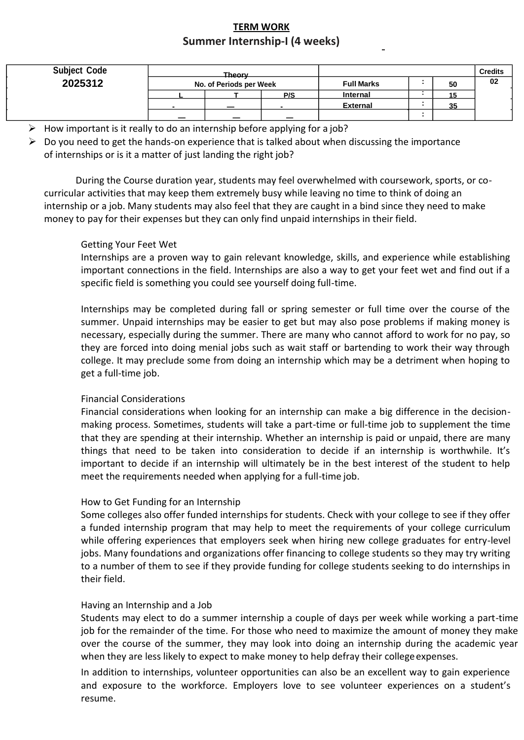## TERM WORK

### Summer Internship-I (4 weeks)

| Subject Code | Theory | | | | | | Credits |
|---|---|---|---|---|---|---|---|
| 2025312 | No. of Periods per Week | | | Full Marks | : | 50 | 02 |
| | L | T | P/S | Internal | : | 15 | |
| | - | — | - | External | : | 35 | |
| | — | — | — | | : | | |

- How important is it really to do an internship before applying for a job?
- Do you need to get the hands-on experience that is talked about when discussing the importance of internships or is it a matter of just landing the right job?

During the Course duration year, students may feel overwhelmed with coursework, sports, or co-curricular activities that may keep them extremely busy while leaving no time to think of doing an internship or a job. Many students may also feel that they are caught in a bind since they need to make money to pay for their expenses but they can only find unpaid internships in their field.

Getting Your Feet Wet

Internships are a proven way to gain relevant knowledge, skills, and experience while establishing important connections in the field. Internships are also a way to get your feet wet and find out if a specific field is something you could see yourself doing full-time.

Internships may be completed during fall or spring semester or full time over the course of the summer. Unpaid internships may be easier to get but may also pose problems if making money is necessary, especially during the summer. There are many who cannot afford to work for no pay, so they are forced into doing menial jobs such as wait staff or bartending to work their way through college. It may preclude some from doing an internship which may be a detriment when hoping to get a full-time job.

Financial Considerations

Financial considerations when looking for an internship can make a big difference in the decision-making process. Sometimes, students will take a part-time or full-time job to supplement the time that they are spending at their internship. Whether an internship is paid or unpaid, there are many things that need to be taken into consideration to decide if an internship is worthwhile. It's important to decide if an internship will ultimately be in the best interest of the student to help meet the requirements needed when applying for a full-time job.

How to Get Funding for an Internship

Some colleges also offer funded internships for students. Check with your college to see if they offer a funded internship program that may help to meet the requirements of your college curriculum while offering experiences that employers seek when hiring new college graduates for entry-level jobs. Many foundations and organizations offer financing to college students so they may try writing to a number of them to see if they provide funding for college students seeking to do internships in their field.

Having an Internship and a Job

Students may elect to do a summer internship a couple of days per week while working a part-time job for the remainder of the time. For those who need to maximize the amount of money they make over the course of the summer, they may look into doing an internship during the academic year when they are less likely to expect to make money to help defray their college expenses.

In addition to internships, volunteer opportunities can also be an excellent way to gain experience and exposure to the workforce. Employers love to see volunteer experiences on a student's resume.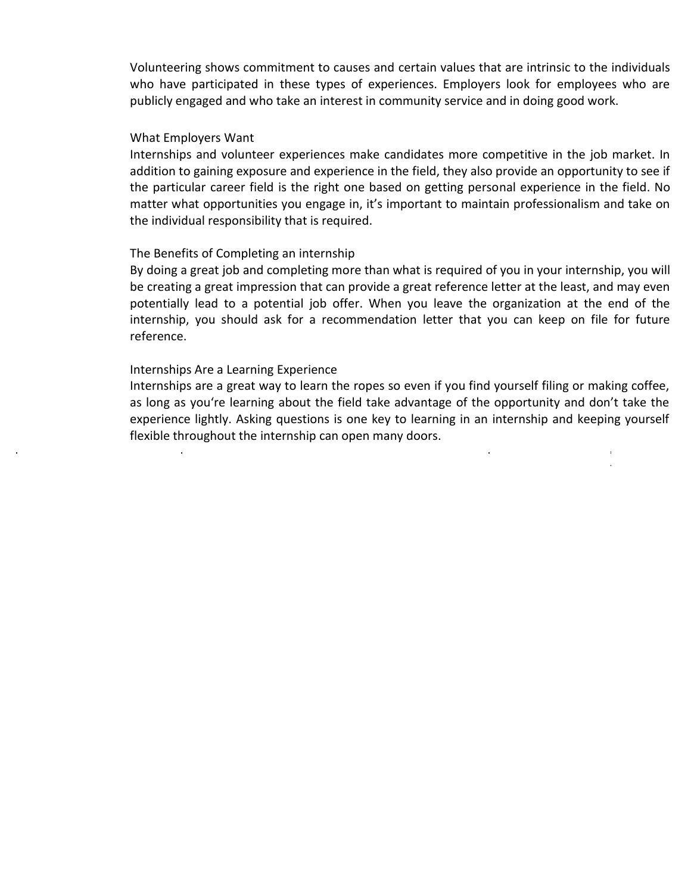Volunteering shows commitment to causes and certain values that are intrinsic to the individuals who have participated in these types of experiences. Employers look for employees who are publicly engaged and who take an interest in community service and in doing good work.

## What Employers Want

Internships and volunteer experiences make candidates more competitive in the job market. In addition to gaining exposure and experience in the field, they also provide an opportunity to see if the particular career field is the right one based on getting personal experience in the field. No matter what opportunities you engage in, it's important to maintain professionalism and take on the individual responsibility that is required.

## The Benefits of Completing an internship

By doing a great job and completing more than what is required of you in your internship, you will be creating a great impression that can provide a great reference letter at the least, and may even potentially lead to a potential job offer. When you leave the organization at the end of the internship, you should ask for a recommendation letter that you can keep on file for future reference.

## Internships Are a Learning Experience

Internships are a great way to learn the ropes so even if you find yourself filing or making coffee, as long as you're learning about the field take advantage of the opportunity and don't take the experience lightly. Asking questions is one key to learning in an internship and keeping yourself flexible throughout the internship can open many doors.